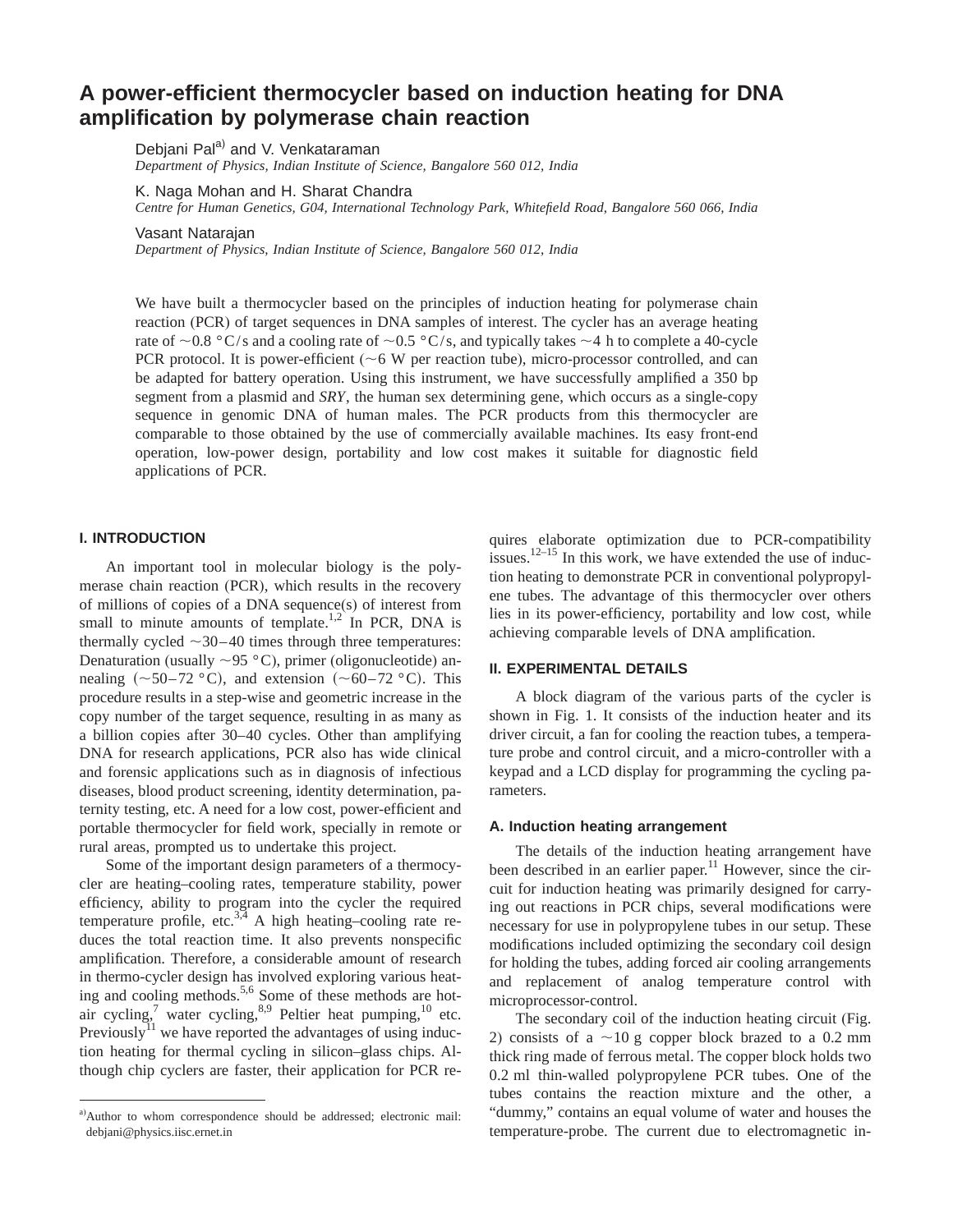# A power-efficient thermocycler based on induction heating for DNA amplification by polymerase chain reaction

Debjani Pal[a] and V. Venkataraman
*Department of Physics, Indian Institute of Science, Bangalore 560 012, India*

K. Naga Mohan and H. Sharat Chandra
*Centre for Human Genetics, G04, International Technology Park, Whitefield Road, Bangalore 560 066, India*

Vasant Natarajan
*Department of Physics, Indian Institute of Science, Bangalore 560 012, India*

We have built a thermocycler based on the principles of induction heating for polymerase chain reaction (PCR) of target sequences in DNA samples of interest. The cycler has an average heating rate of ~0.8 °C/s and a cooling rate of ~0.5 °C/s, and typically takes ~4 h to complete a 40-cycle PCR protocol. It is power-efficient (~6 W per reaction tube), micro-processor controlled, and can be adapted for battery operation. Using this instrument, we have successfully amplified a 350 bp segment from a plasmid and *SRY*, the human sex determining gene, which occurs as a single-copy sequence in genomic DNA of human males. The PCR products from this thermocycler are comparable to those obtained by the use of commercially available machines. Its easy front-end operation, low-power design, portability and low cost makes it suitable for diagnostic field applications of PCR.

## I. INTRODUCTION

An important tool in molecular biology is the polymerase chain reaction (PCR), which results in the recovery of millions of copies of a DNA sequence(s) of interest from small to minute amounts of template.[1,2] In PCR, DNA is thermally cycled ~30–40 times through three temperatures: Denaturation (usually ~95 °C), primer (oligonucleotide) annealing (~50–72 °C), and extension (~60–72 °C). This procedure results in a step-wise and geometric increase in the copy number of the target sequence, resulting in as many as a billion copies after 30–40 cycles. Other than amplifying DNA for research applications, PCR also has wide clinical and forensic applications such as in diagnosis of infectious diseases, blood product screening, identity determination, paternity testing, etc. A need for a low cost, power-efficient and portable thermocycler for field work, specially in remote or rural areas, prompted us to undertake this project.

Some of the important design parameters of a thermocycler are heating–cooling rates, temperature stability, power efficiency, ability to program into the cycler the required temperature profile, etc.[3,4] A high heating–cooling rate reduces the total reaction time. It also prevents nonspecific amplification. Therefore, a considerable amount of research in thermo-cycler design has involved exploring various heating and cooling methods.[5,6] Some of these methods are hot-air cycling,[7] water cycling,[8,9] Peltier heat pumping,[10] etc. Previously[11] we have reported the advantages of using induction heating for thermal cycling in silicon–glass chips. Although chip cyclers are faster, their application for PCR requires elaborate optimization due to PCR-compatibility issues.[12–15] In this work, we have extended the use of induction heating to demonstrate PCR in conventional polypropylene tubes. The advantage of this thermocycler over others lies in its power-efficiency, portability and low cost, while achieving comparable levels of DNA amplification.

## II. EXPERIMENTAL DETAILS

A block diagram of the various parts of the cycler is shown in Fig. 1. It consists of the induction heater and its driver circuit, a fan for cooling the reaction tubes, a temperature probe and control circuit, and a micro-controller with a keypad and a LCD display for programming the cycling parameters.

### A. Induction heating arrangement

The details of the induction heating arrangement have been described in an earlier paper.[11] However, since the circuit for induction heating was primarily designed for carrying out reactions in PCR chips, several modifications were necessary for use in polypropylene tubes in our setup. These modifications included optimizing the secondary coil design for holding the tubes, adding forced air cooling arrangements and replacement of analog temperature control with microprocessor-control.

The secondary coil of the induction heating circuit (Fig. 2) consists of a ~10 g copper block brazed to a 0.2 mm thick ring made of ferrous metal. The copper block holds two 0.2 ml thin-walled polypropylene PCR tubes. One of the tubes contains the reaction mixture and the other, a "dummy," contains an equal volume of water and houses the temperature-probe. The current due to electromagnetic in-

[a]Author to whom correspondence should be addressed; electronic mail: debjani@physics.iisc.ernet.in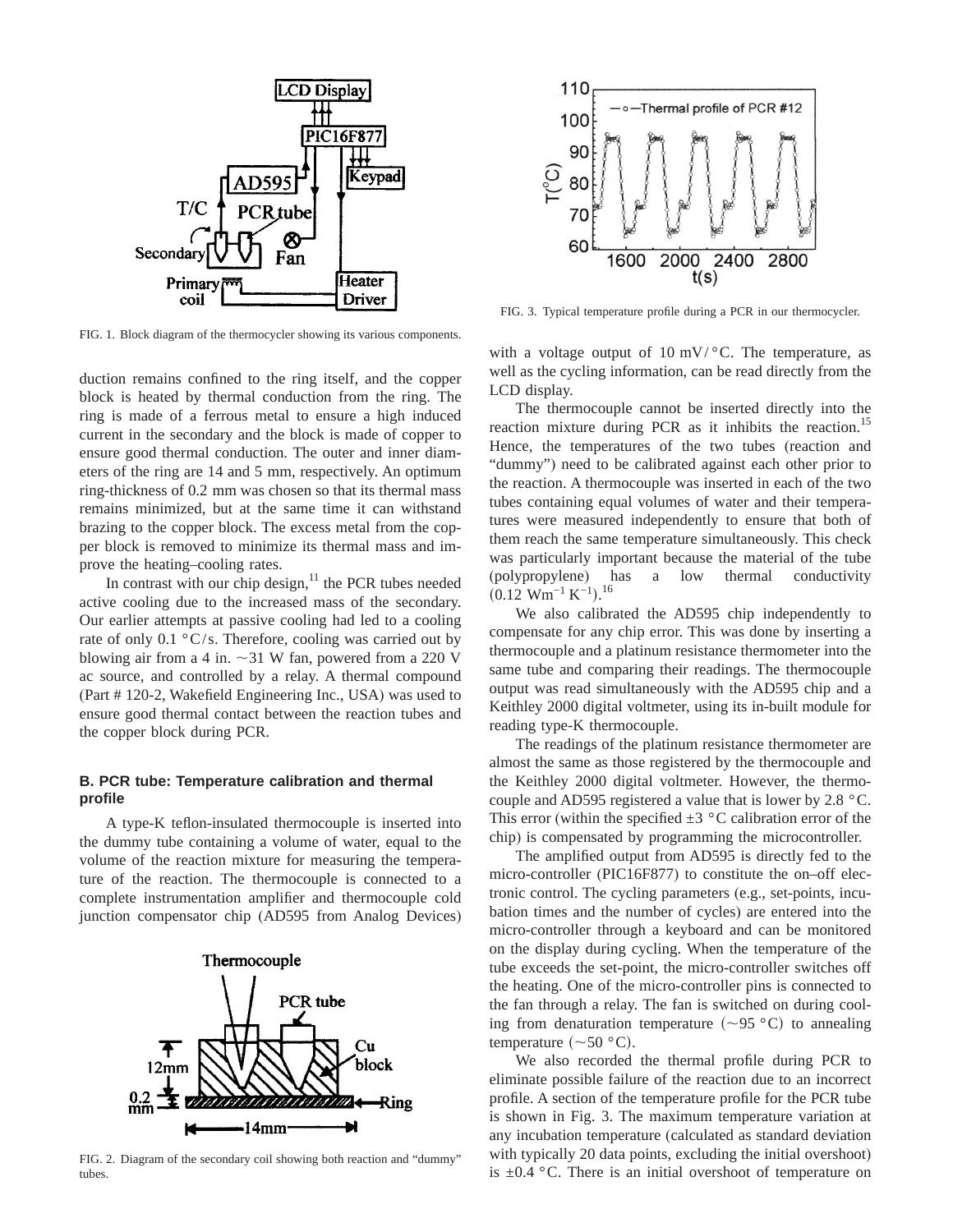FIG. 1. Block diagram of the thermocycler showing its various components.

duction remains confined to the ring itself, and the copper block is heated by thermal conduction from the ring. The ring is made of a ferrous metal to ensure a high induced current in the secondary and the block is made of copper to ensure good thermal conduction. The outer and inner diameters of the ring are 14 and 5 mm, respectively. An optimum ring-thickness of 0.2 mm was chosen so that its thermal mass remains minimized, but at the same time it can withstand brazing to the copper block. The excess metal from the copper block is removed to minimize its thermal mass and improve the heating–cooling rates.

In contrast with our chip design,[11] the PCR tubes needed active cooling due to the increased mass of the secondary. Our earlier attempts at passive cooling had led to a cooling rate of only 0.1 °C/s. Therefore, cooling was carried out by blowing air from a 4 in. ~31 W fan, powered from a 220 V ac source, and controlled by a relay. A thermal compound (Part # 120-2, Wakefield Engineering Inc., USA) was used to ensure good thermal contact between the reaction tubes and the copper block during PCR.

### B. PCR tube: Temperature calibration and thermal profile

A type-K teflon-insulated thermocouple is inserted into the dummy tube containing a volume of water, equal to the volume of the reaction mixture for measuring the temperature of the reaction. The thermocouple is connected to a complete instrumentation amplifier and thermocouple cold junction compensator chip (AD595 from Analog Devices) with a voltage output of 10 mV/°C. The temperature, as well as the cycling information, can be read directly from the LCD display.

FIG. 2. Diagram of the secondary coil showing both reaction and "dummy" tubes.

FIG. 3. Typical temperature profile during a PCR in our thermocycler.

The thermocouple cannot be inserted directly into the reaction mixture during PCR as it inhibits the reaction.[15] Hence, the temperatures of the two tubes (reaction and "dummy") need to be calibrated against each other prior to the reaction. A thermocouple was inserted in each of the two tubes containing equal volumes of water and their temperatures were measured independently to ensure that both of them reach the same temperature simultaneously. This check was particularly important because the material of the tube (polypropylene) has a low thermal conductivity ($0.12 \text{ Wm}^{-1} \text{ K}^{-1}$).[16]

We also calibrated the AD595 chip independently to compensate for any chip error. This was done by inserting a thermocouple and a platinum resistance thermometer into the same tube and comparing their readings. The thermocouple output was read simultaneously with the AD595 chip and a Keithley 2000 digital voltmeter, using its in-built module for reading type-K thermocouple.

The readings of the platinum resistance thermometer are almost the same as those registered by the thermocouple and the Keithley 2000 digital voltmeter. However, the thermocouple and AD595 registered a value that is lower by 2.8 °C. This error (within the specified ±3 °C calibration error of the chip) is compensated by programming the microcontroller.

The amplified output from AD595 is directly fed to the micro-controller (PIC16F877) to constitute the on–off electronic control. The cycling parameters (e.g., set-points, incubation times and the number of cycles) are entered into the micro-controller through a keyboard and can be monitored on the display during cycling. When the temperature of the tube exceeds the set-point, the micro-controller switches off the heating. One of the micro-controller pins is connected to the fan through a relay. The fan is switched on during cooling from denaturation temperature (~95 °C) to annealing temperature (~50 °C).

We also recorded the thermal profile during PCR to eliminate possible failure of the reaction due to an incorrect profile. A section of the temperature profile for the PCR tube is shown in Fig. 3. The maximum temperature variation at any incubation temperature (calculated as standard deviation with typically 20 data points, excluding the initial overshoot) is ±0.4 °C. There is an initial overshoot of temperature on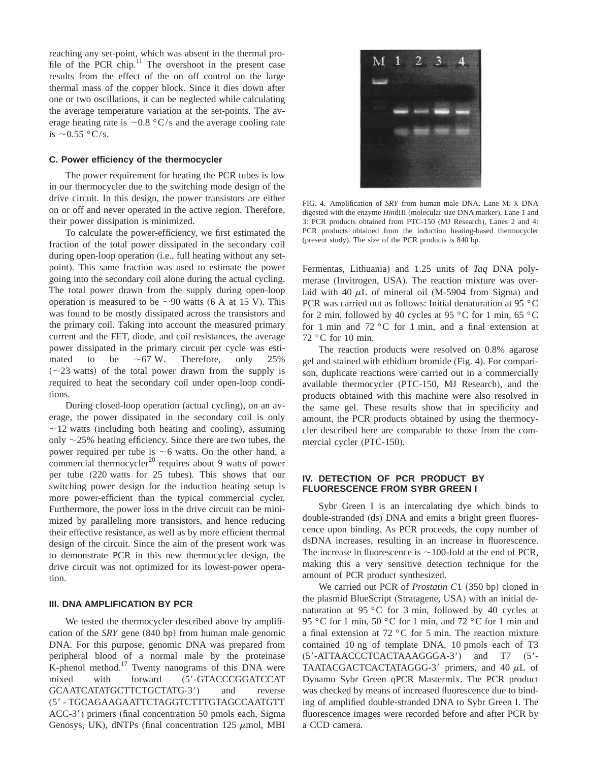reaching any set-point, which was absent in the thermal profile of the PCR chip.[11] The overshoot in the present case results from the effect of the on–off control on the large thermal mass of the copper block. Since it dies down after one or two oscillations, it can be neglected while calculating the average temperature variation at the set-points. The average heating rate is ~0.8 °C/s and the average cooling rate is ~0.55 °C/s.

### C. Power efficiency of the thermocycler

The power requirement for heating the PCR tubes is low in our thermocycler due to the switching mode design of the drive circuit. In this design, the power transistors are either on or off and never operated in the active region. Therefore, their power dissipation is minimized.

To calculate the power-efficiency, we first estimated the fraction of the total power dissipated in the secondary coil during open-loop operation (i.e., full heating without any set-point). This same fraction was used to estimate the power going into the secondary coil alone during the actual cycling. The total power drawn from the supply during open-loop operation is measured to be ~90 watts (6 A at 15 V). This was found to be mostly dissipated across the transistors and the primary coil. Taking into account the measured primary current and the FET, diode, and coil resistances, the average power dissipated in the primary circuit per cycle was estimated to be ~67 W. Therefore, only 25% (~23 watts) of the total power drawn from the supply is required to heat the secondary coil under open-loop conditions.

During closed-loop operation (actual cycling), on an average, the power dissipated in the secondary coil is only ~12 watts (including both heating and cooling), assuming only ~25% heating efficiency. Since there are two tubes, the power required per tube is ~6 watts. On the other hand, a commercial thermocycler[20] requires about 9 watts of power per tube (220 watts for 25 tubes). This shows that our switching power design for the induction heating setup is more power-efficient than the typical commercial cycler. Furthermore, the power loss in the drive circuit can be minimized by paralleling more transistors, and hence reducing their effective resistance, as well as by more efficient thermal design of the circuit. Since the aim of the present work was to demonstrate PCR in this new thermocycler design, the drive circuit was not optimized for its lowest-power operation.

## III. DNA AMPLIFICATION BY PCR

We tested the thermocycler described above by amplification of the *SRY* gene (840 bp) from human male genomic DNA. For this purpose, genomic DNA was prepared from peripheral blood of a normal male by the proteinase K-phenol method.[17] Twenty nanograms of this DNA were mixed with forward (5′-GTACCCGGATCCATGCAATCATATGCTTCTGCTATG-3′) and reverse (5′-TGCAGAAGAATTCTAGGTCTTTGTAGCCAATGTTACC-3′) primers (final concentration 50 pmols each, Sigma Genosys, UK), dNTPs (final concentration 125 $\mu$mol, MBI Fermentas, Lithuania) and 1.25 units of *Taq* DNA polymerase (Invitrogen, USA). The reaction mixture was overlaid with 40 $\mu$L of mineral oil (M-5904 from Sigma) and PCR was carried out as follows: Initial denaturation at 95 °C for 2 min, followed by 40 cycles at 95 °C for 1 min, 65 °C for 1 min and 72 °C for 1 min, and a final extension at 72 °C for 10 min.

FIG. 4. Amplification of *SRY* from human male DNA. Lane M: λ DNA digested with the enzyme *Hin*dIII (molecular size DNA marker), Lane 1 and 3: PCR products obtained from PTC-150 (MJ Research), Lanes 2 and 4: PCR products obtained from the induction heating-based thermocycler (present study). The size of the PCR products is 840 bp.

The reaction products were resolved on 0.8% agarose gel and stained with ethidium bromide (Fig. 4). For comparison, duplicate reactions were carried out in a commercially available thermocycler (PTC-150, MJ Research), and the products obtained with this machine were also resolved in the same gel. These results show that in specificity and amount, the PCR products obtained by using the thermocycler described here are comparable to those from the commercial cycler (PTC-150).

## IV. DETECTION OF PCR PRODUCT BY FLUORESCENCE FROM SYBR GREEN I

Sybr Green I is an intercalating dye which binds to double-stranded (ds) DNA and emits a bright green fluorescence upon binding. As PCR proceeds, the copy number of dsDNA increases, resulting in an increase in fluorescence. The increase in fluorescence is ~100-fold at the end of PCR, making this a very sensitive detection technique for the amount of PCR product synthesized.

We carried out PCR of *Prostatin C*1 (350 bp) cloned in the plasmid BlueScript (Stratagene, USA) with an initial denaturation at 95 °C for 3 min, followed by 40 cycles at 95 °C for 1 min, 50 °C for 1 min, and 72 °C for 1 min and a final extension at 72 °C for 5 min. The reaction mixture contained 10 ng of template DNA, 10 pmols each of T3 (5′-ATTAACCCTCACTAAAGGGA-3′) and T7 (5′-TAATACGACTCACTATAGGG-3′ primers, and 40 $\mu$L of Dynamo Sybr Green qPCR Mastermix. The PCR product was checked by means of increased fluorescence due to binding of amplified double-stranded DNA to Sybr Green I. The fluorescence images were recorded before and after PCR by a CCD camera.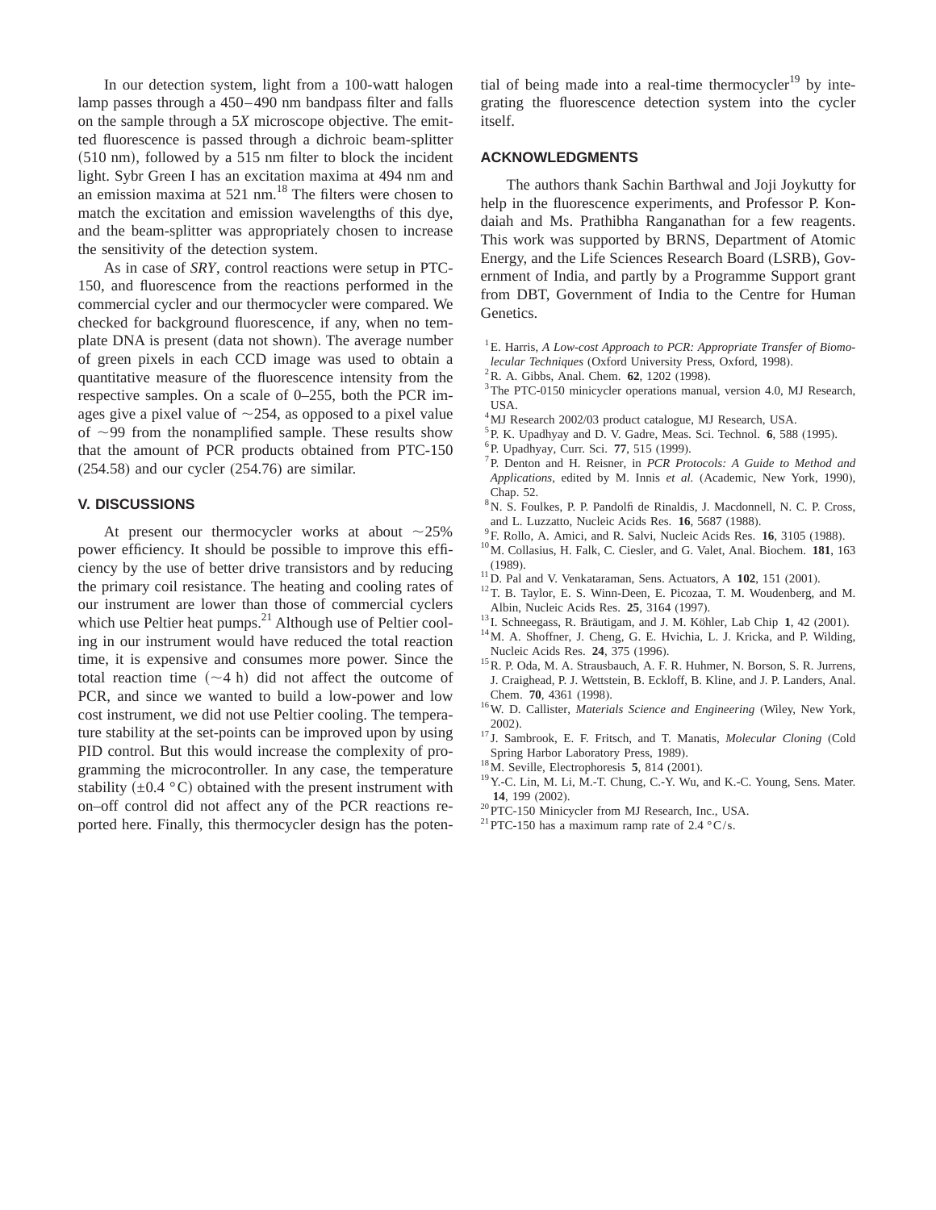In our detection system, light from a 100-watt halogen lamp passes through a 450–490 nm bandpass filter and falls on the sample through a 5*X* microscope objective. The emitted fluorescence is passed through a dichroic beam-splitter (510 nm), followed by a 515 nm filter to block the incident light. Sybr Green I has an excitation maxima at 494 nm and an emission maxima at 521 nm.[18] The filters were chosen to match the excitation and emission wavelengths of this dye, and the beam-splitter was appropriately chosen to increase the sensitivity of the detection system.

As in case of *SRY*, control reactions were setup in PTC-150, and fluorescence from the reactions performed in the commercial cycler and our thermocycler were compared. We checked for background fluorescence, if any, when no template DNA is present (data not shown). The average number of green pixels in each CCD image was used to obtain a quantitative measure of the fluorescence intensity from the respective samples. On a scale of 0–255, both the PCR images give a pixel value of ~254, as opposed to a pixel value of ~99 from the nonamplified sample. These results show that the amount of PCR products obtained from PTC-150 (254.58) and our cycler (254.76) are similar.

## V. DISCUSSIONS

At present our thermocycler works at about ~25% power efficiency. It should be possible to improve this efficiency by the use of better drive transistors and by reducing the primary coil resistance. The heating and cooling rates of our instrument are lower than those of commercial cyclers which use Peltier heat pumps.[21] Although use of Peltier cooling in our instrument would have reduced the total reaction time, it is expensive and consumes more power. Since the total reaction time (~4 h) did not affect the outcome of PCR, and since we wanted to build a low-power and low cost instrument, we did not use Peltier cooling. The temperature stability at the set-points can be improved upon by using PID control. But this would increase the complexity of programming the microcontroller. In any case, the temperature stability (±0.4 °C) obtained with the present instrument with on–off control did not affect any of the PCR reactions reported here. Finally, this thermocycler design has the potential of being made into a real-time thermocycler[19] by integrating the fluorescence detection system into the cycler itself.

## ACKNOWLEDGMENTS

The authors thank Sachin Barthwal and Joji Joykutty for help in the fluorescence experiments, and Professor P. Kondaiah and Ms. Prathibha Ranganathan for a few reagents. This work was supported by BRNS, Department of Atomic Energy, and the Life Sciences Research Board (LSRB), Government of India, and partly by a Programme Support grant from DBT, Government of India to the Centre for Human Genetics.

[1] E. Harris, *A Low-cost Approach to PCR: Appropriate Transfer of Biomolecular Techniques* (Oxford University Press, Oxford, 1998).

[2] R. A. Gibbs, Anal. Chem. **62**, 1202 (1998).

[3] The PTC-0150 minicycler operations manual, version 4.0, MJ Research, USA.

[4] MJ Research 2002/03 product catalogue, MJ Research, USA.

[5] P. K. Upadhyay and D. V. Gadre, Meas. Sci. Technol. **6**, 588 (1995).

[6] P. Upadhyay, Curr. Sci. **77**, 515 (1999).

[7] P. Denton and H. Reisner, in *PCR Protocols: A Guide to Method and Applications*, edited by M. Innis *et al.* (Academic, New York, 1990), Chap. 52.

[8] N. S. Foulkes, P. P. Pandolfi de Rinaldis, J. Macdonnell, N. C. P. Cross, and L. Luzzatto, Nucleic Acids Res. **16**, 5687 (1988).

[9] F. Rollo, A. Amici, and R. Salvi, Nucleic Acids Res. **16**, 3105 (1988).

[10] M. Collasius, H. Falk, C. Ciesler, and G. Valet, Anal. Biochem. **181**, 163 (1989).

[11] D. Pal and V. Venkataraman, Sens. Actuators, A **102**, 151 (2001).

[12] T. B. Taylor, E. S. Winn-Deen, E. Picozaa, T. M. Woudenberg, and M. Albin, Nucleic Acids Res. **25**, 3164 (1997).

[13] I. Schneegass, R. Bräutigam, and J. M. Köhler, Lab Chip **1**, 42 (2001).

[14] M. A. Shoffner, J. Cheng, G. E. Hvichia, L. J. Kricka, and P. Wilding, Nucleic Acids Res. **24**, 375 (1996).

[15] R. P. Oda, M. A. Strausbauch, A. F. R. Huhmer, N. Borson, S. R. Jurrens, J. Craighead, P. J. Wettstein, B. Eckloff, B. Kline, and J. P. Landers, Anal. Chem. **70**, 4361 (1998).

[16] W. D. Callister, *Materials Science and Engineering* (Wiley, New York, 2002).

[17] J. Sambrook, E. F. Fritsch, and T. Manatis, *Molecular Cloning* (Cold Spring Harbor Laboratory Press, 1989).

[18] M. Seville, Electrophoresis **5**, 814 (2001).

[19] Y.-C. Lin, M. Li, M.-T. Chung, C.-Y. Wu, and K.-C. Young, Sens. Mater. **14**, 199 (2002).

[20] PTC-150 Minicycler from MJ Research, Inc., USA.

[21] PTC-150 has a maximum ramp rate of 2.4 °C/s.